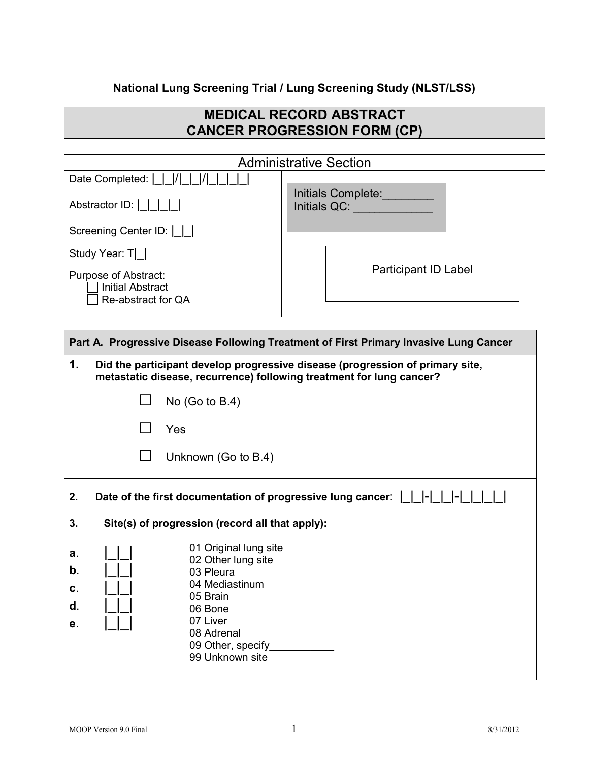**National Lung Screening Trial / Lung Screening Study (NLST/LSS)**

# MEDICAL RECORD ABSTRACT
# CANCER PROGRESSION FORM (CP)

| Administrative Section | |
|---|---|
| Date Completed: \|\_\|\_\|/\|\_\|\_\|/\|\_\|\_\|\_\|\_\| | Initials Complete:\_\_\_\_\_\_\_\_ |
| Abstractor ID: \|\_\|\_\|\_\|\_\| | Initials QC: \_\_\_\_\_\_\_\_\_\_\_\_\_ |
| Screening Center ID: \|\_\|\_\| | |
| Study Year: T\|\_\| | Participant ID Label |
| Purpose of Abstract:<br>☐ Initial Abstract<br>☐ Re-abstract for QA | |

## Part A. Progressive Disease Following Treatment of First Primary Invasive Lung Cancer

**1. Did the participant develop progressive disease (progression of primary site, metastatic disease, recurrence) following treatment for lung cancer?**

- ☐ No (Go to B.4)
- ☐ Yes
- ☐ Unknown (Go to B.4)

**2. Date of the first documentation of progressive lung cancer**: |_|_|-|_|_|-|_|_|_|_|

**3. Site(s) of progression (record all that apply):**

**a**. |_|_|
**b**. |_|_|
**c**. |_|_|
**d**. |_|_|
**e**. |_|_|

01 Original lung site
02 Other lung site
03 Pleura
04 Mediastinum
05 Brain
06 Bone
07 Liver
08 Adrenal
09 Other, specify\_\_\_\_\_\_\_\_\_\_\_
99 Unknown site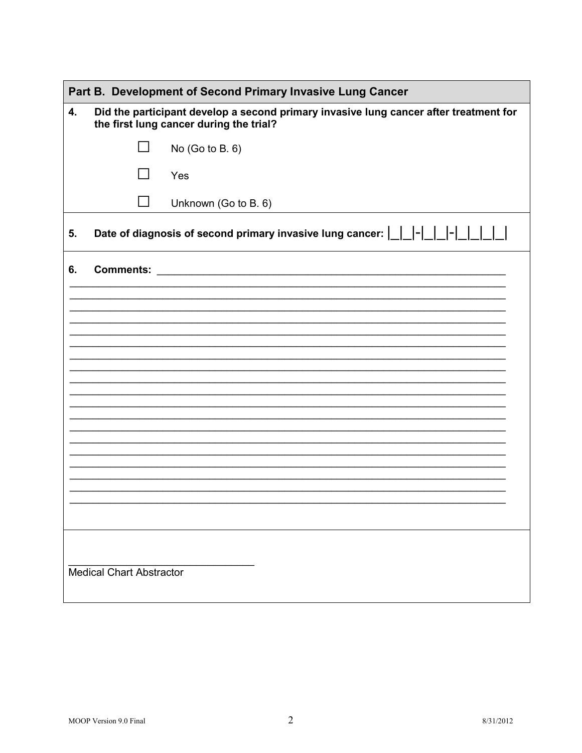## Part B. Development of Second Primary Invasive Lung Cancer

**4. Did the participant develop a second primary invasive lung cancer after treatment for the first lung cancer during the trial?**

☐ No (Go to B. 6)

☐ Yes

☐ Unknown (Go to B. 6)

**5. Date of diagnosis of second primary invasive lung cancer:** |_|_|-|_|_|-|_|_|_|_|

**6. Comments:** ______________________________________________________________

________________________________________________________________________

________________________________________________________________________

________________________________________________________________________

________________________________________________________________________

________________________________________________________________________

________________________________________________________________________

________________________________________________________________________

________________________________________________________________________

________________________________________________________________________

________________________________________________________________________

________________________________________________________________________

________________________________________________________________________

________________________________________________________________________

________________________________________________________________________

________________________________________________________________________

________________________________________________________________________

________________________________________________________________________

________________________________________________________________________

____________________________________
Medical Chart Abstractor

MOOP Version 9.0 Final 8/31/2012